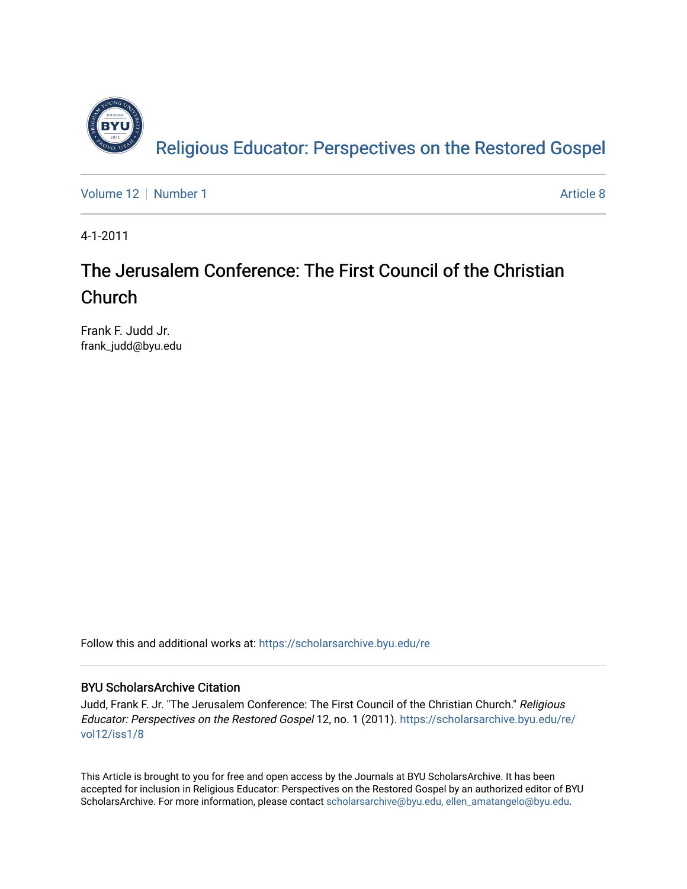Religious Educator: Perspectives on the Restored Gospel

Volume 12 | Number 1 | Article 8

4-1-2011

# The Jerusalem Conference: The First Council of the Christian Church

Frank F. Judd Jr.
frank_judd@byu.edu

Follow this and additional works at: https://scholarsarchive.byu.edu/re

## BYU ScholarsArchive Citation

Judd, Frank F. Jr. "The Jerusalem Conference: The First Council of the Christian Church." *Religious Educator: Perspectives on the Restored Gospel* 12, no. 1 (2011). https://scholarsarchive.byu.edu/re/vol12/iss1/8

This Article is brought to you for free and open access by the Journals at BYU ScholarsArchive. It has been accepted for inclusion in Religious Educator: Perspectives on the Restored Gospel by an authorized editor of BYU ScholarsArchive. For more information, please contact scholarsarchive@byu.edu, ellen_amatangelo@byu.edu.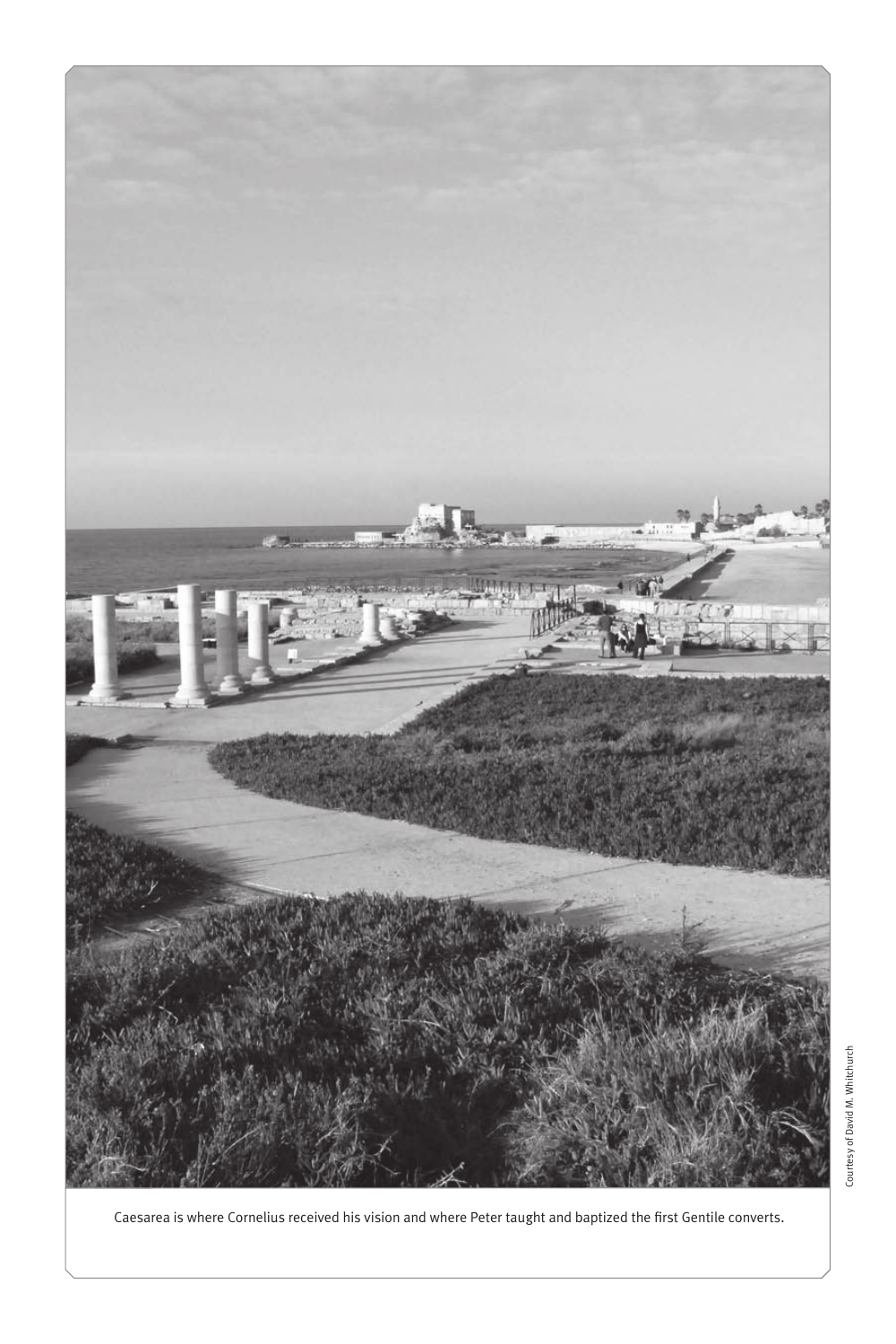Caesarea is where Cornelius received his vision and where Peter taught and baptized the first Gentile converts.

Courtesy of David M. Whitchurch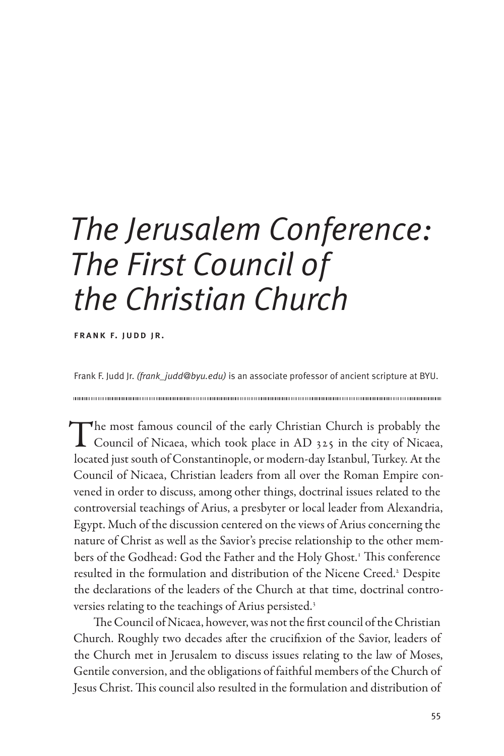# The Jerusalem Conference: The First Council of the Christian Church

**FRANK F. JUDD JR.**

Frank F. Judd Jr. *(frank_judd@byu.edu)* is an associate professor of ancient scripture at BYU.

The most famous council of the early Christian Church is probably the Council of Nicaea, which took place in AD 325 in the city of Nicaea, located just south of Constantinople, or modern-day Istanbul, Turkey. At the Council of Nicaea, Christian leaders from all over the Roman Empire convened in order to discuss, among other things, doctrinal issues related to the controversial teachings of Arius, a presbyter or local leader from Alexandria, Egypt. Much of the discussion centered on the views of Arius concerning the nature of Christ as well as the Savior's precise relationship to the other members of the Godhead: God the Father and the Holy Ghost.[1] This conference resulted in the formulation and distribution of the Nicene Creed.[2] Despite the declarations of the leaders of the Church at that time, doctrinal controversies relating to the teachings of Arius persisted.[3]

The Council of Nicaea, however, was not the first council of the Christian Church. Roughly two decades after the crucifixion of the Savior, leaders of the Church met in Jerusalem to discuss issues relating to the law of Moses, Gentile conversion, and the obligations of faithful members of the Church of Jesus Christ. This council also resulted in the formulation and distribution of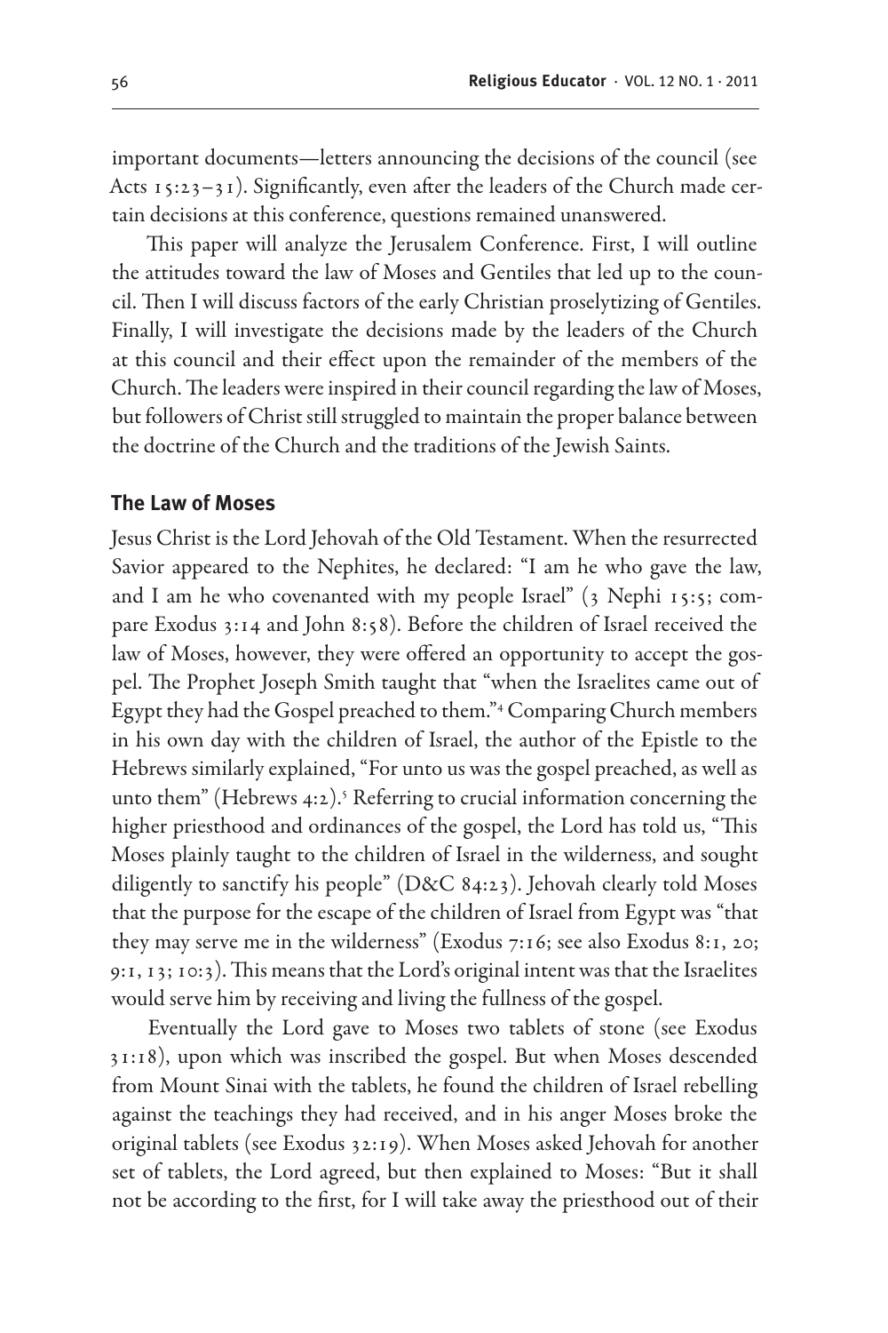important documents—letters announcing the decisions of the council (see Acts 15:23–31). Significantly, even after the leaders of the Church made certain decisions at this conference, questions remained unanswered.

This paper will analyze the Jerusalem Conference. First, I will outline the attitudes toward the law of Moses and Gentiles that led up to the council. Then I will discuss factors of the early Christian proselytizing of Gentiles. Finally, I will investigate the decisions made by the leaders of the Church at this council and their effect upon the remainder of the members of the Church. The leaders were inspired in their council regarding the law of Moses, but followers of Christ still struggled to maintain the proper balance between the doctrine of the Church and the traditions of the Jewish Saints.

## The Law of Moses

Jesus Christ is the Lord Jehovah of the Old Testament. When the resurrected Savior appeared to the Nephites, he declared: "I am he who gave the law, and I am he who covenanted with my people Israel" (3 Nephi 15:5; compare Exodus 3:14 and John 8:58). Before the children of Israel received the law of Moses, however, they were offered an opportunity to accept the gospel. The Prophet Joseph Smith taught that "when the Israelites came out of Egypt they had the Gospel preached to them."[4] Comparing Church members in his own day with the children of Israel, the author of the Epistle to the Hebrews similarly explained, "For unto us was the gospel preached, as well as unto them" (Hebrews 4:2).[5] Referring to crucial information concerning the higher priesthood and ordinances of the gospel, the Lord has told us, "This Moses plainly taught to the children of Israel in the wilderness, and sought diligently to sanctify his people" (D&C 84:23). Jehovah clearly told Moses that the purpose for the escape of the children of Israel from Egypt was "that they may serve me in the wilderness" (Exodus 7:16; see also Exodus 8:1, 20; 9:1, 13; 10:3). This means that the Lord's original intent was that the Israelites would serve him by receiving and living the fullness of the gospel.

Eventually the Lord gave to Moses two tablets of stone (see Exodus 31:18), upon which was inscribed the gospel. But when Moses descended from Mount Sinai with the tablets, he found the children of Israel rebelling against the teachings they had received, and in his anger Moses broke the original tablets (see Exodus 32:19). When Moses asked Jehovah for another set of tablets, the Lord agreed, but then explained to Moses: "But it shall not be according to the first, for I will take away the priesthood out of their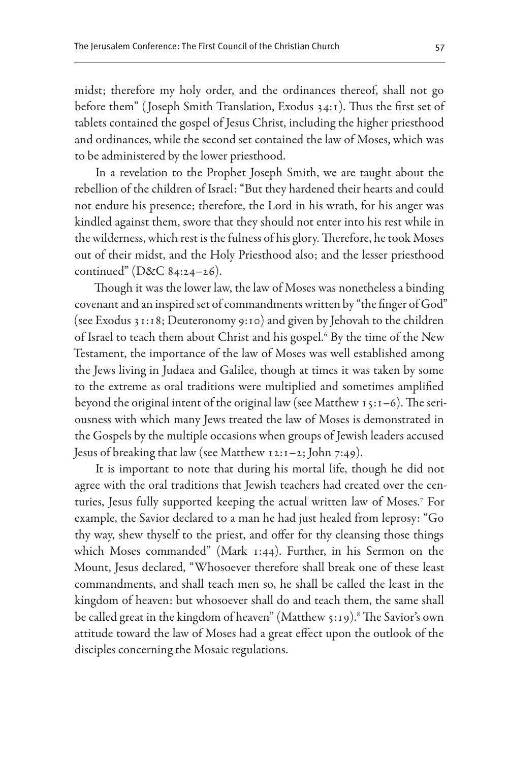midst; therefore my holy order, and the ordinances thereof, shall not go before them" (Joseph Smith Translation, Exodus 34:1). Thus the first set of tablets contained the gospel of Jesus Christ, including the higher priesthood and ordinances, while the second set contained the law of Moses, which was to be administered by the lower priesthood.

In a revelation to the Prophet Joseph Smith, we are taught about the rebellion of the children of Israel: "But they hardened their hearts and could not endure his presence; therefore, the Lord in his wrath, for his anger was kindled against them, swore that they should not enter into his rest while in the wilderness, which rest is the fulness of his glory. Therefore, he took Moses out of their midst, and the Holy Priesthood also; and the lesser priesthood continued" (D&C 84:24–26).

Though it was the lower law, the law of Moses was nonetheless a binding covenant and an inspired set of commandments written by "the finger of God" (see Exodus 31:18; Deuteronomy 9:10) and given by Jehovah to the children of Israel to teach them about Christ and his gospel.[6] By the time of the New Testament, the importance of the law of Moses was well established among the Jews living in Judaea and Galilee, though at times it was taken by some to the extreme as oral traditions were multiplied and sometimes amplified beyond the original intent of the original law (see Matthew 15:1–6). The seriousness with which many Jews treated the law of Moses is demonstrated in the Gospels by the multiple occasions when groups of Jewish leaders accused Jesus of breaking that law (see Matthew 12:1–2; John 7:49).

It is important to note that during his mortal life, though he did not agree with the oral traditions that Jewish teachers had created over the centuries, Jesus fully supported keeping the actual written law of Moses.[7] For example, the Savior declared to a man he had just healed from leprosy: "Go thy way, shew thyself to the priest, and offer for thy cleansing those things which Moses commanded" (Mark 1:44). Further, in his Sermon on the Mount, Jesus declared, "Whosoever therefore shall break one of these least commandments, and shall teach men so, he shall be called the least in the kingdom of heaven: but whosoever shall do and teach them, the same shall be called great in the kingdom of heaven" (Matthew 5:19).[8] The Savior's own attitude toward the law of Moses had a great effect upon the outlook of the disciples concerning the Mosaic regulations.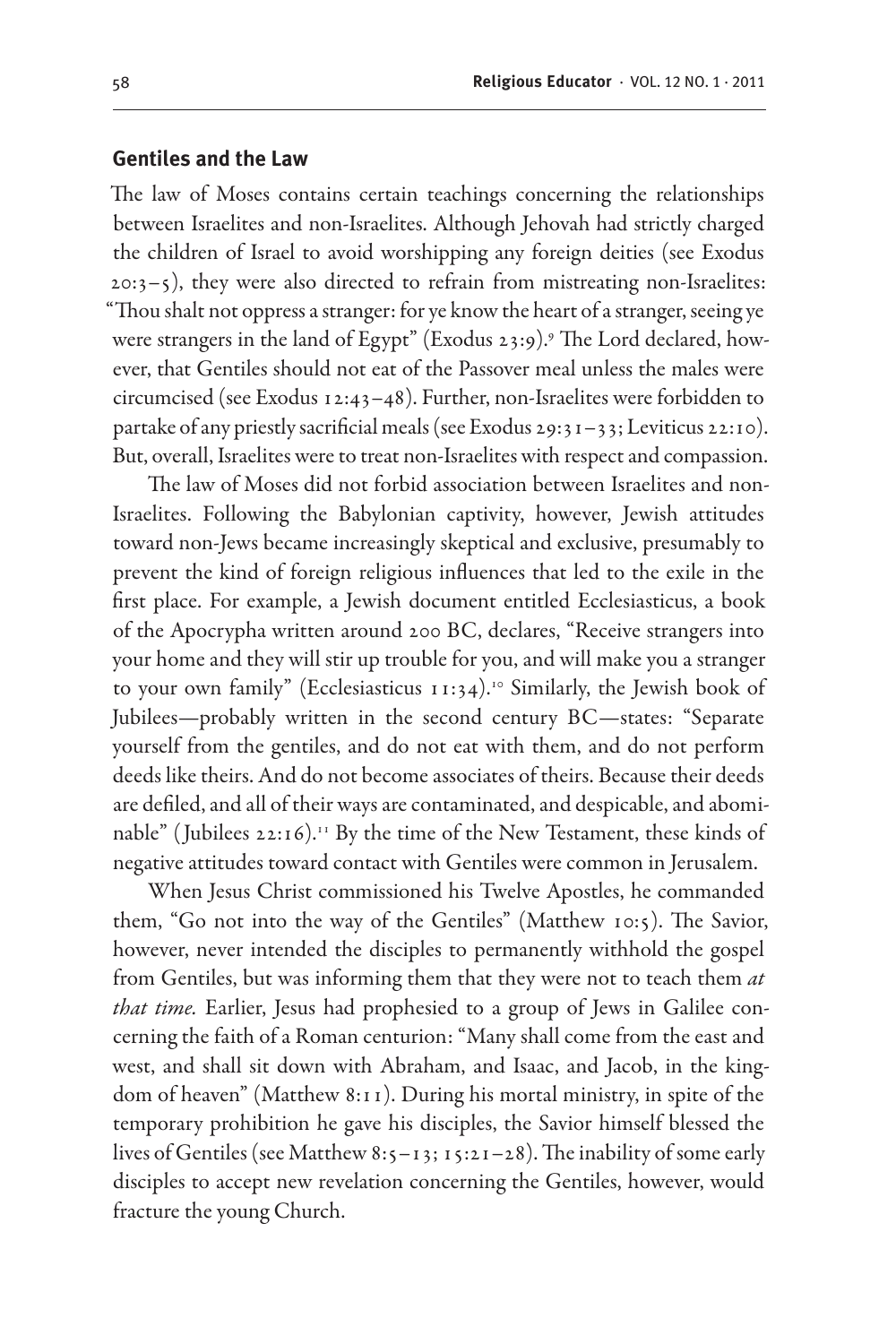## Gentiles and the Law

The law of Moses contains certain teachings concerning the relationships between Israelites and non-Israelites. Although Jehovah had strictly charged the children of Israel to avoid worshipping any foreign deities (see Exodus 20:3–5), they were also directed to refrain from mistreating non-Israelites: "Thou shalt not oppress a stranger: for ye know the heart of a stranger, seeing ye were strangers in the land of Egypt" (Exodus 23:9).[9] The Lord declared, however, that Gentiles should not eat of the Passover meal unless the males were circumcised (see Exodus 12:43–48). Further, non-Israelites were forbidden to partake of any priestly sacrificial meals (see Exodus 29:31–33; Leviticus 22:10). But, overall, Israelites were to treat non-Israelites with respect and compassion.

The law of Moses did not forbid association between Israelites and non-Israelites. Following the Babylonian captivity, however, Jewish attitudes toward non-Jews became increasingly skeptical and exclusive, presumably to prevent the kind of foreign religious influences that led to the exile in the first place. For example, a Jewish document entitled Ecclesiasticus, a book of the Apocrypha written around 200 BC, declares, "Receive strangers into your home and they will stir up trouble for you, and will make you a stranger to your own family" (Ecclesiasticus 11:34).[10] Similarly, the Jewish book of Jubilees—probably written in the second century BC—states: "Separate yourself from the gentiles, and do not eat with them, and do not perform deeds like theirs. And do not become associates of theirs. Because their deeds are defiled, and all of their ways are contaminated, and despicable, and abominable" (Jubilees 22:16).[11] By the time of the New Testament, these kinds of negative attitudes toward contact with Gentiles were common in Jerusalem.

When Jesus Christ commissioned his Twelve Apostles, he commanded them, "Go not into the way of the Gentiles" (Matthew 10:5). The Savior, however, never intended the disciples to permanently withhold the gospel from Gentiles, but was informing them that they were not to teach them *at that time.* Earlier, Jesus had prophesied to a group of Jews in Galilee concerning the faith of a Roman centurion: "Many shall come from the east and west, and shall sit down with Abraham, and Isaac, and Jacob, in the kingdom of heaven" (Matthew 8:11). During his mortal ministry, in spite of the temporary prohibition he gave his disciples, the Savior himself blessed the lives of Gentiles (see Matthew 8:5–13; 15:21–28). The inability of some early disciples to accept new revelation concerning the Gentiles, however, would fracture the young Church.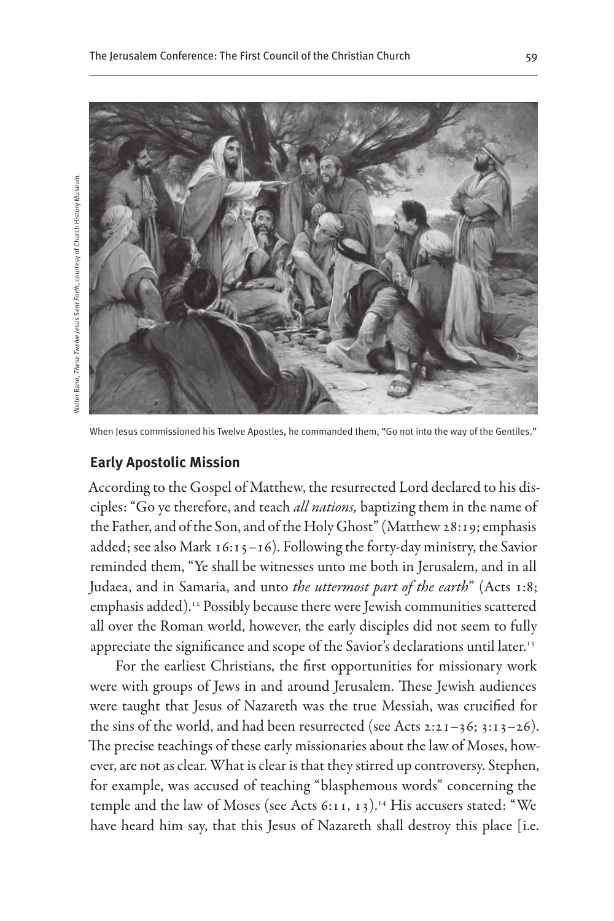Walter Rane, *These Twelve Jesus Sent Forth*, courtesy of Church History Museum.

When Jesus commissioned his Twelve Apostles, he commanded them, "Go not into the way of the Gentiles."

## Early Apostolic Mission

According to the Gospel of Matthew, the resurrected Lord declared to his disciples: "Go ye therefore, and teach *all nations,* baptizing them in the name of the Father, and of the Son, and of the Holy Ghost" (Matthew 28:19; emphasis added; see also Mark 16:15–16). Following the forty-day ministry, the Savior reminded them, "Ye shall be witnesses unto me both in Jerusalem, and in all Judaea, and in Samaria, and unto *the uttermost part of the earth*" (Acts 1:8; emphasis added).[12] Possibly because there were Jewish communities scattered all over the Roman world, however, the early disciples did not seem to fully appreciate the significance and scope of the Savior's declarations until later.[13]

For the earliest Christians, the first opportunities for missionary work were with groups of Jews in and around Jerusalem. These Jewish audiences were taught that Jesus of Nazareth was the true Messiah, was crucified for the sins of the world, and had been resurrected (see Acts 2:21–36; 3:13–26). The precise teachings of these early missionaries about the law of Moses, however, are not as clear. What is clear is that they stirred up controversy. Stephen, for example, was accused of teaching "blasphemous words" concerning the temple and the law of Moses (see Acts 6:11, 13).[14] His accusers stated: "We have heard him say, that this Jesus of Nazareth shall destroy this place [i.e.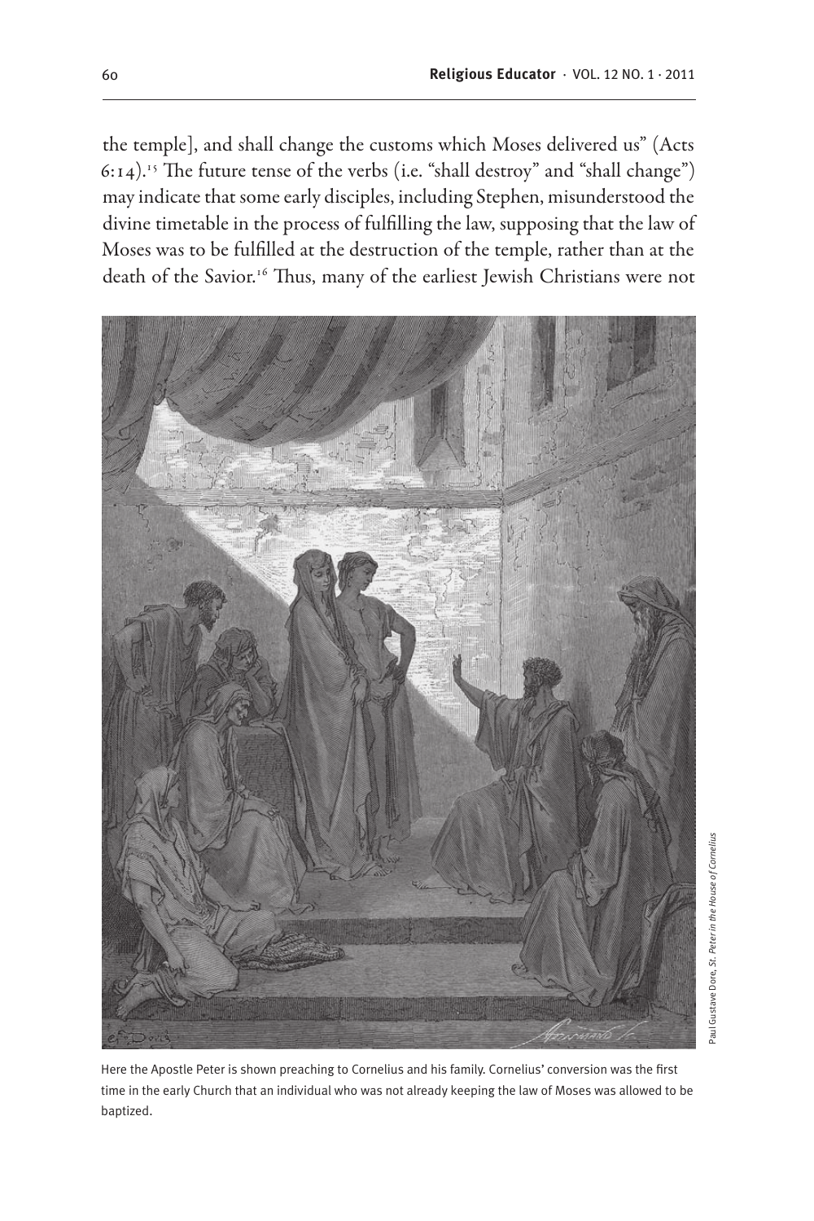the temple], and shall change the customs which Moses delivered us" (Acts 6:14).[15] The future tense of the verbs (i.e. "shall destroy" and "shall change") may indicate that some early disciples, including Stephen, misunderstood the divine timetable in the process of fulfilling the law, supposing that the law of Moses was to be fulfilled at the destruction of the temple, rather than at the death of the Savior.[16] Thus, many of the earliest Jewish Christians were not

Here the Apostle Peter is shown preaching to Cornelius and his family. Cornelius' conversion was the first time in the early Church that an individual who was not already keeping the law of Moses was allowed to be baptized.

Paul Gustave Dore, *St. Peter in the House of Cornelius*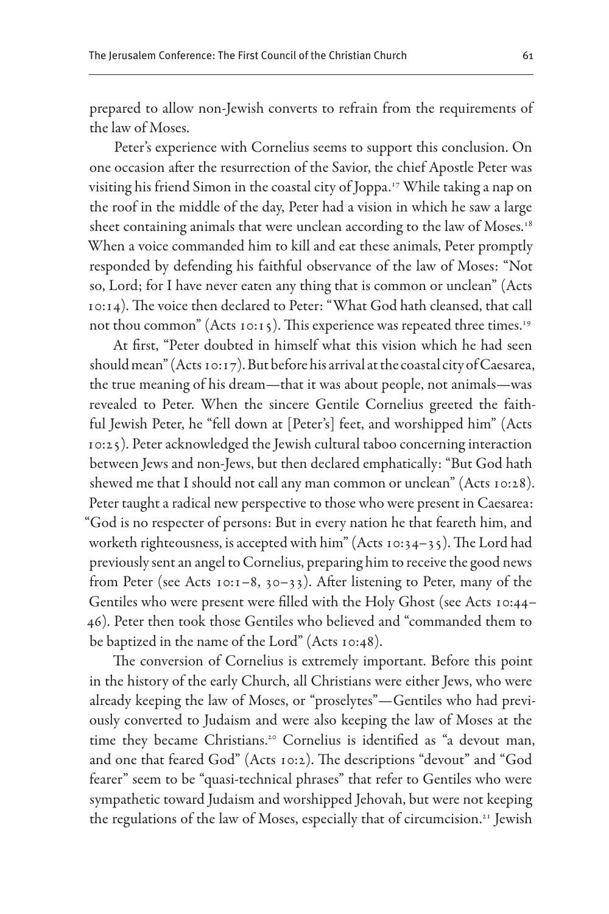prepared to allow non-Jewish converts to refrain from the requirements of the law of Moses.

Peter's experience with Cornelius seems to support this conclusion. On one occasion after the resurrection of the Savior, the chief Apostle Peter was visiting his friend Simon in the coastal city of Joppa.[17] While taking a nap on the roof in the middle of the day, Peter had a vision in which he saw a large sheet containing animals that were unclean according to the law of Moses.[18] When a voice commanded him to kill and eat these animals, Peter promptly responded by defending his faithful observance of the law of Moses: "Not so, Lord; for I have never eaten any thing that is common or unclean" (Acts 10:14). The voice then declared to Peter: "What God hath cleansed, that call not thou common" (Acts 10:15). This experience was repeated three times.[19]

At first, "Peter doubted in himself what this vision which he had seen should mean" (Acts 10:17). But before his arrival at the coastal city of Caesarea, the true meaning of his dream—that it was about people, not animals—was revealed to Peter. When the sincere Gentile Cornelius greeted the faithful Jewish Peter, he "fell down at [Peter's] feet, and worshipped him" (Acts 10:25). Peter acknowledged the Jewish cultural taboo concerning interaction between Jews and non-Jews, but then declared emphatically: "But God hath shewed me that I should not call any man common or unclean" (Acts 10:28). Peter taught a radical new perspective to those who were present in Caesarea: "God is no respecter of persons: But in every nation he that feareth him, and worketh righteousness, is accepted with him" (Acts 10:34–35). The Lord had previously sent an angel to Cornelius, preparing him to receive the good news from Peter (see Acts 10:1–8, 30–33). After listening to Peter, many of the Gentiles who were present were filled with the Holy Ghost (see Acts 10:44–46). Peter then took those Gentiles who believed and "commanded them to be baptized in the name of the Lord" (Acts 10:48).

The conversion of Cornelius is extremely important. Before this point in the history of the early Church, all Christians were either Jews, who were already keeping the law of Moses, or "proselytes"—Gentiles who had previously converted to Judaism and were also keeping the law of Moses at the time they became Christians.[20] Cornelius is identified as "a devout man, and one that feared God" (Acts 10:2). The descriptions "devout" and "God fearer" seem to be "quasi-technical phrases" that refer to Gentiles who were sympathetic toward Judaism and worshipped Jehovah, but were not keeping the regulations of the law of Moses, especially that of circumcision.[21] Jewish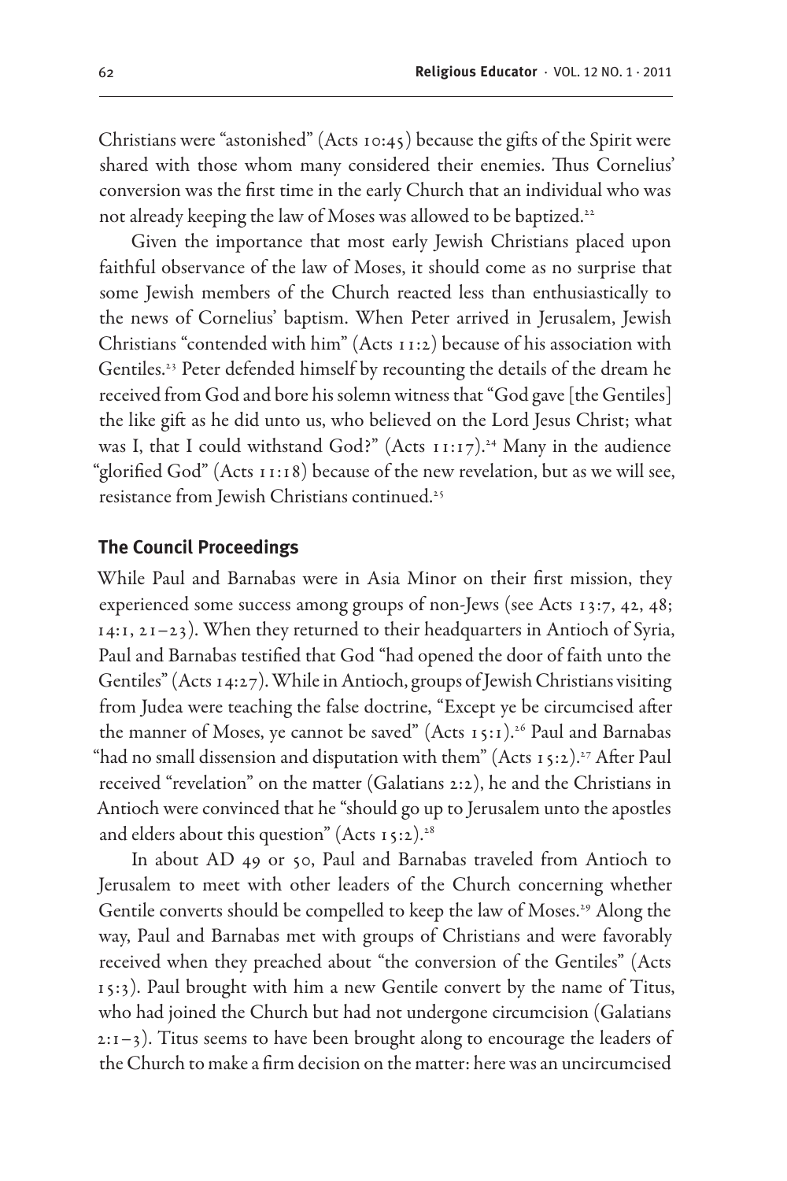Christians were "astonished" (Acts 10:45) because the gifts of the Spirit were shared with those whom many considered their enemies. Thus Cornelius' conversion was the first time in the early Church that an individual who was not already keeping the law of Moses was allowed to be baptized.[22]

Given the importance that most early Jewish Christians placed upon faithful observance of the law of Moses, it should come as no surprise that some Jewish members of the Church reacted less than enthusiastically to the news of Cornelius' baptism. When Peter arrived in Jerusalem, Jewish Christians "contended with him" (Acts 11:2) because of his association with Gentiles.[23] Peter defended himself by recounting the details of the dream he received from God and bore his solemn witness that "God gave [the Gentiles] the like gift as he did unto us, who believed on the Lord Jesus Christ; what was I, that I could withstand God?" (Acts 11:17).[24] Many in the audience "glorified God" (Acts 11:18) because of the new revelation, but as we will see, resistance from Jewish Christians continued.[25]

## The Council Proceedings

While Paul and Barnabas were in Asia Minor on their first mission, they experienced some success among groups of non-Jews (see Acts 13:7, 42, 48; 14:1, 21–23). When they returned to their headquarters in Antioch of Syria, Paul and Barnabas testified that God "had opened the door of faith unto the Gentiles" (Acts 14:27). While in Antioch, groups of Jewish Christians visiting from Judea were teaching the false doctrine, "Except ye be circumcised after the manner of Moses, ye cannot be saved" (Acts 15:1).[26] Paul and Barnabas "had no small dissension and disputation with them" (Acts 15:2).[27] After Paul received "revelation" on the matter (Galatians 2:2), he and the Christians in Antioch were convinced that he "should go up to Jerusalem unto the apostles and elders about this question" (Acts 15:2).[28]

In about AD 49 or 50, Paul and Barnabas traveled from Antioch to Jerusalem to meet with other leaders of the Church concerning whether Gentile converts should be compelled to keep the law of Moses.[29] Along the way, Paul and Barnabas met with groups of Christians and were favorably received when they preached about "the conversion of the Gentiles" (Acts 15:3). Paul brought with him a new Gentile convert by the name of Titus, who had joined the Church but had not undergone circumcision (Galatians 2:1–3). Titus seems to have been brought along to encourage the leaders of the Church to make a firm decision on the matter: here was an uncircumcised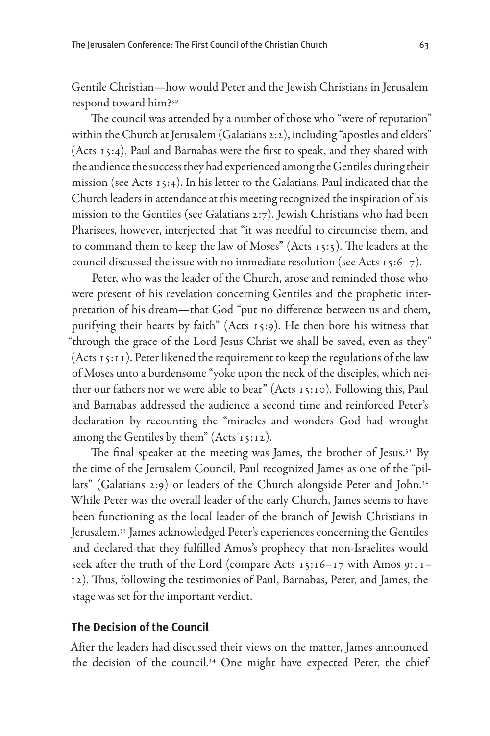Gentile Christian—how would Peter and the Jewish Christians in Jerusalem respond toward him?[30]

The council was attended by a number of those who "were of reputation" within the Church at Jerusalem (Galatians 2:2), including "apostles and elders" (Acts 15:4). Paul and Barnabas were the first to speak, and they shared with the audience the success they had experienced among the Gentiles during their mission (see Acts 15:4). In his letter to the Galatians, Paul indicated that the Church leaders in attendance at this meeting recognized the inspiration of his mission to the Gentiles (see Galatians 2:7). Jewish Christians who had been Pharisees, however, interjected that "it was needful to circumcise them, and to command them to keep the law of Moses" (Acts 15:5). The leaders at the council discussed the issue with no immediate resolution (see Acts 15:6–7).

Peter, who was the leader of the Church, arose and reminded those who were present of his revelation concerning Gentiles and the prophetic interpretation of his dream—that God "put no difference between us and them, purifying their hearts by faith" (Acts 15:9). He then bore his witness that "through the grace of the Lord Jesus Christ we shall be saved, even as they" (Acts 15:11). Peter likened the requirement to keep the regulations of the law of Moses unto a burdensome "yoke upon the neck of the disciples, which neither our fathers nor we were able to bear" (Acts 15:10). Following this, Paul and Barnabas addressed the audience a second time and reinforced Peter's declaration by recounting the "miracles and wonders God had wrought among the Gentiles by them" (Acts 15:12).

The final speaker at the meeting was James, the brother of Jesus.[31] By the time of the Jerusalem Council, Paul recognized James as one of the "pillars" (Galatians 2:9) or leaders of the Church alongside Peter and John.[32] While Peter was the overall leader of the early Church, James seems to have been functioning as the local leader of the branch of Jewish Christians in Jerusalem.[33] James acknowledged Peter's experiences concerning the Gentiles and declared that they fulfilled Amos's prophecy that non-Israelites would seek after the truth of the Lord (compare Acts 15:16–17 with Amos 9:11–12). Thus, following the testimonies of Paul, Barnabas, Peter, and James, the stage was set for the important verdict.

## The Decision of the Council

After the leaders had discussed their views on the matter, James announced the decision of the council.[34] One might have expected Peter, the chief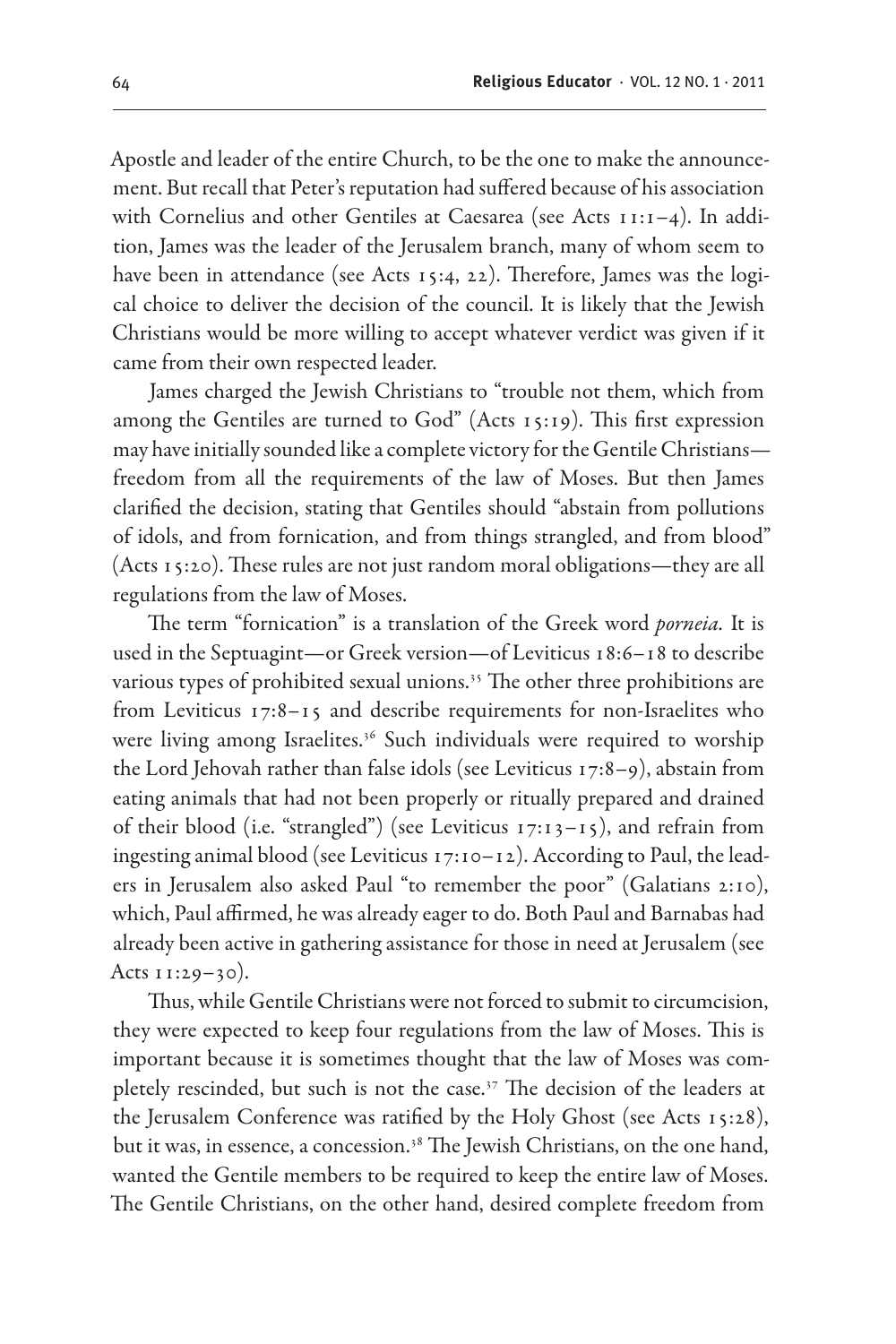Apostle and leader of the entire Church, to be the one to make the announcement. But recall that Peter's reputation had suffered because of his association with Cornelius and other Gentiles at Caesarea (see Acts 11:1–4). In addition, James was the leader of the Jerusalem branch, many of whom seem to have been in attendance (see Acts 15:4, 22). Therefore, James was the logical choice to deliver the decision of the council. It is likely that the Jewish Christians would be more willing to accept whatever verdict was given if it came from their own respected leader.

James charged the Jewish Christians to "trouble not them, which from among the Gentiles are turned to God" (Acts 15:19). This first expression may have initially sounded like a complete victory for the Gentile Christians—freedom from all the requirements of the law of Moses. But then James clarified the decision, stating that Gentiles should "abstain from pollutions of idols, and from fornication, and from things strangled, and from blood" (Acts 15:20). These rules are not just random moral obligations—they are all regulations from the law of Moses.

The term "fornication" is a translation of the Greek word *porneia.* It is used in the Septuagint—or Greek version—of Leviticus 18:6–18 to describe various types of prohibited sexual unions.[35] The other three prohibitions are from Leviticus 17:8–15 and describe requirements for non-Israelites who were living among Israelites.[36] Such individuals were required to worship the Lord Jehovah rather than false idols (see Leviticus 17:8–9), abstain from eating animals that had not been properly or ritually prepared and drained of their blood (i.e. "strangled") (see Leviticus 17:13–15), and refrain from ingesting animal blood (see Leviticus 17:10–12). According to Paul, the leaders in Jerusalem also asked Paul "to remember the poor" (Galatians 2:10), which, Paul affirmed, he was already eager to do. Both Paul and Barnabas had already been active in gathering assistance for those in need at Jerusalem (see Acts 11:29–30).

Thus, while Gentile Christians were not forced to submit to circumcision, they were expected to keep four regulations from the law of Moses. This is important because it is sometimes thought that the law of Moses was completely rescinded, but such is not the case.[37] The decision of the leaders at the Jerusalem Conference was ratified by the Holy Ghost (see Acts 15:28), but it was, in essence, a concession.[38] The Jewish Christians, on the one hand, wanted the Gentile members to be required to keep the entire law of Moses. The Gentile Christians, on the other hand, desired complete freedom from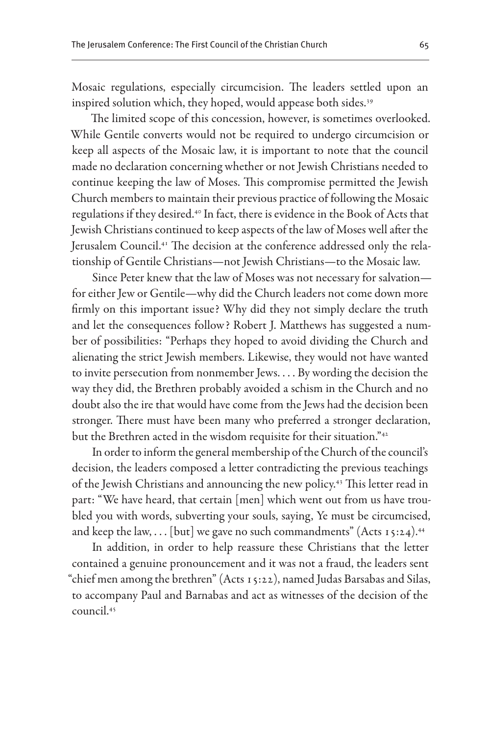Mosaic regulations, especially circumcision. The leaders settled upon an inspired solution which, they hoped, would appease both sides.[39]

The limited scope of this concession, however, is sometimes overlooked. While Gentile converts would not be required to undergo circumcision or keep all aspects of the Mosaic law, it is important to note that the council made no declaration concerning whether or not Jewish Christians needed to continue keeping the law of Moses. This compromise permitted the Jewish Church members to maintain their previous practice of following the Mosaic regulations if they desired.[40] In fact, there is evidence in the Book of Acts that Jewish Christians continued to keep aspects of the law of Moses well after the Jerusalem Council.[41] The decision at the conference addressed only the relationship of Gentile Christians—not Jewish Christians—to the Mosaic law.

Since Peter knew that the law of Moses was not necessary for salvation—for either Jew or Gentile—why did the Church leaders not come down more firmly on this important issue? Why did they not simply declare the truth and let the consequences follow? Robert J. Matthews has suggested a number of possibilities: "Perhaps they hoped to avoid dividing the Church and alienating the strict Jewish members. Likewise, they would not have wanted to invite persecution from nonmember Jews. . . . By wording the decision the way they did, the Brethren probably avoided a schism in the Church and no doubt also the ire that would have come from the Jews had the decision been stronger. There must have been many who preferred a stronger declaration, but the Brethren acted in the wisdom requisite for their situation."[42]

In order to inform the general membership of the Church of the council's decision, the leaders composed a letter contradicting the previous teachings of the Jewish Christians and announcing the new policy.[43] This letter read in part: "We have heard, that certain [men] which went out from us have troubled you with words, subverting your souls, saying, Ye must be circumcised, and keep the law, . . . [but] we gave no such commandments" (Acts 15:24).[44]

In addition, in order to help reassure these Christians that the letter contained a genuine pronouncement and it was not a fraud, the leaders sent "chief men among the brethren" (Acts 15:22), named Judas Barsabas and Silas, to accompany Paul and Barnabas and act as witnesses of the decision of the council.[45]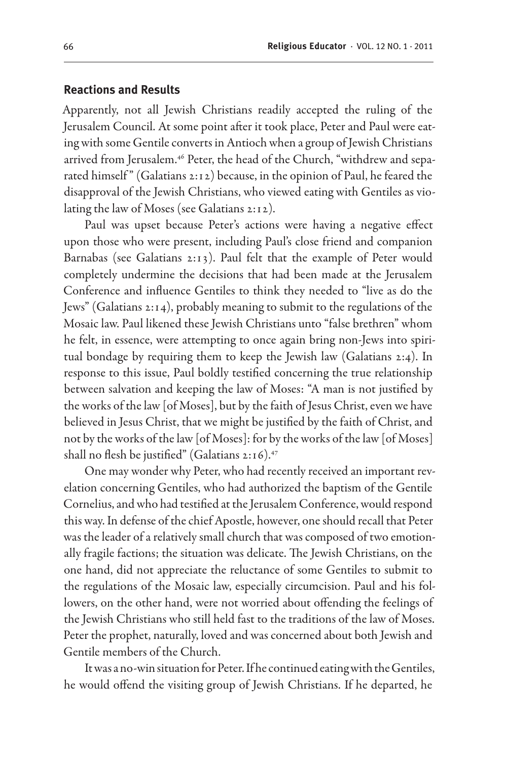## Reactions and Results

Apparently, not all Jewish Christians readily accepted the ruling of the Jerusalem Council. At some point after it took place, Peter and Paul were eating with some Gentile converts in Antioch when a group of Jewish Christians arrived from Jerusalem.[46] Peter, the head of the Church, "withdrew and separated himself" (Galatians 2:12) because, in the opinion of Paul, he feared the disapproval of the Jewish Christians, who viewed eating with Gentiles as violating the law of Moses (see Galatians 2:12).

Paul was upset because Peter's actions were having a negative effect upon those who were present, including Paul's close friend and companion Barnabas (see Galatians 2:13). Paul felt that the example of Peter would completely undermine the decisions that had been made at the Jerusalem Conference and influence Gentiles to think they needed to "live as do the Jews" (Galatians 2:14), probably meaning to submit to the regulations of the Mosaic law. Paul likened these Jewish Christians unto "false brethren" whom he felt, in essence, were attempting to once again bring non-Jews into spiritual bondage by requiring them to keep the Jewish law (Galatians 2:4). In response to this issue, Paul boldly testified concerning the true relationship between salvation and keeping the law of Moses: "A man is not justified by the works of the law [of Moses], but by the faith of Jesus Christ, even we have believed in Jesus Christ, that we might be justified by the faith of Christ, and not by the works of the law [of Moses]: for by the works of the law [of Moses] shall no flesh be justified" (Galatians 2:16).[47]

One may wonder why Peter, who had recently received an important revelation concerning Gentiles, who had authorized the baptism of the Gentile Cornelius, and who had testified at the Jerusalem Conference, would respond this way. In defense of the chief Apostle, however, one should recall that Peter was the leader of a relatively small church that was composed of two emotionally fragile factions; the situation was delicate. The Jewish Christians, on the one hand, did not appreciate the reluctance of some Gentiles to submit to the regulations of the Mosaic law, especially circumcision. Paul and his followers, on the other hand, were not worried about offending the feelings of the Jewish Christians who still held fast to the traditions of the law of Moses. Peter the prophet, naturally, loved and was concerned about both Jewish and Gentile members of the Church.

It was a no-win situation for Peter. If he continued eating with the Gentiles, he would offend the visiting group of Jewish Christians. If he departed, he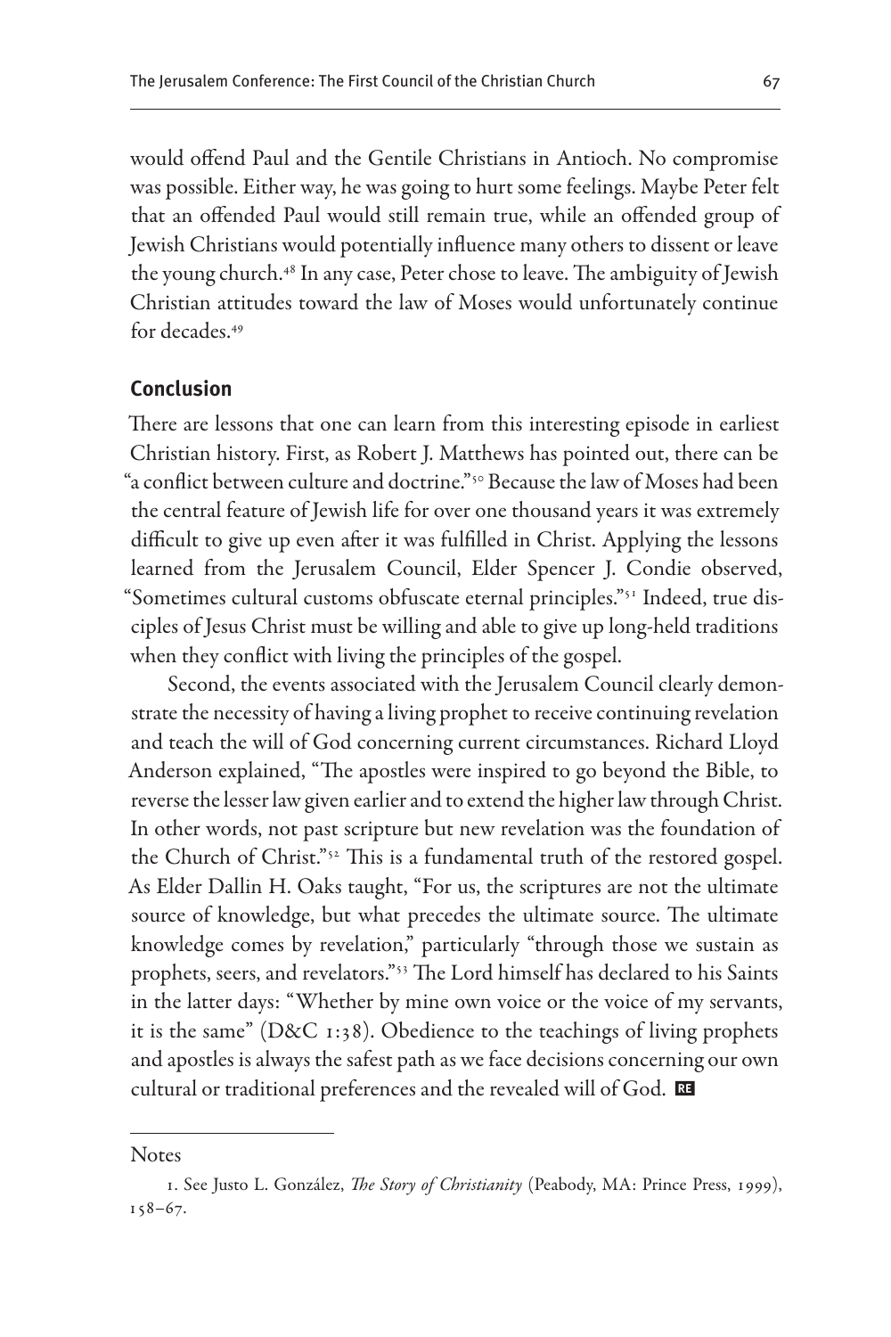would offend Paul and the Gentile Christians in Antioch. No compromise was possible. Either way, he was going to hurt some feelings. Maybe Peter felt that an offended Paul would still remain true, while an offended group of Jewish Christians would potentially influence many others to dissent or leave the young church.[48] In any case, Peter chose to leave. The ambiguity of Jewish Christian attitudes toward the law of Moses would unfortunately continue for decades.[49]

## Conclusion

There are lessons that one can learn from this interesting episode in earliest Christian history. First, as Robert J. Matthews has pointed out, there can be "a conflict between culture and doctrine."[50] Because the law of Moses had been the central feature of Jewish life for over one thousand years it was extremely difficult to give up even after it was fulfilled in Christ. Applying the lessons learned from the Jerusalem Council, Elder Spencer J. Condie observed, "Sometimes cultural customs obfuscate eternal principles."[51] Indeed, true disciples of Jesus Christ must be willing and able to give up long-held traditions when they conflict with living the principles of the gospel.

Second, the events associated with the Jerusalem Council clearly demonstrate the necessity of having a living prophet to receive continuing revelation and teach the will of God concerning current circumstances. Richard Lloyd Anderson explained, "The apostles were inspired to go beyond the Bible, to reverse the lesser law given earlier and to extend the higher law through Christ. In other words, not past scripture but new revelation was the foundation of the Church of Christ."[52] This is a fundamental truth of the restored gospel. As Elder Dallin H. Oaks taught, "For us, the scriptures are not the ultimate source of knowledge, but what precedes the ultimate source. The ultimate knowledge comes by revelation," particularly "through those we sustain as prophets, seers, and revelators."[53] The Lord himself has declared to his Saints in the latter days: "Whether by mine own voice or the voice of my servants, it is the same" (D&C 1:38). Obedience to the teachings of living prophets and apostles is always the safest path as we face decisions concerning our own cultural or traditional preferences and the revealed will of God.

Notes

1. See Justo L. González, *The Story of Christianity* (Peabody, MA: Prince Press, 1999), 158–67.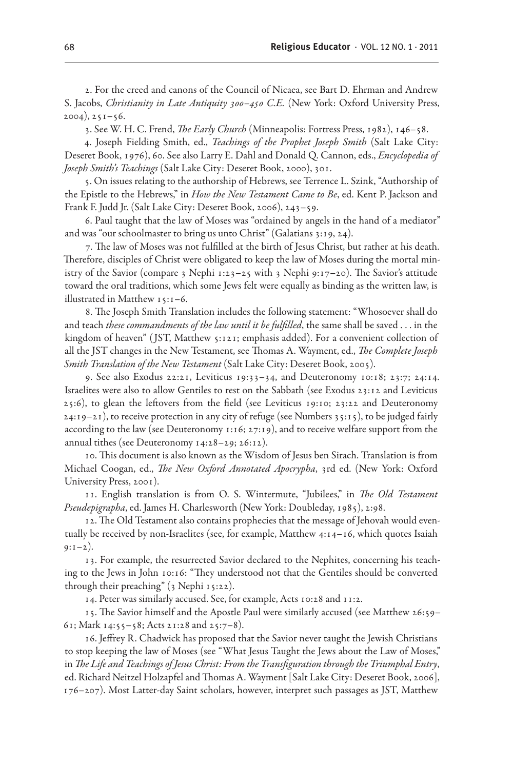2. For the creed and canons of the Council of Nicaea, see Bart D. Ehrman and Andrew S. Jacobs, *Christianity in Late Antiquity 300–450 C.E.* (New York: Oxford University Press, 2004), 251–56.

3. See W. H. C. Frend, *The Early Church* (Minneapolis: Fortress Press, 1982), 146–58.

4. Joseph Fielding Smith, ed., *Teachings of the Prophet Joseph Smith* (Salt Lake City: Deseret Book, 1976), 60. See also Larry E. Dahl and Donald Q. Cannon, eds., *Encyclopedia of Joseph Smith's Teachings* (Salt Lake City: Deseret Book, 2000), 301.

5. On issues relating to the authorship of Hebrews, see Terrence L. Szink, "Authorship of the Epistle to the Hebrews," in *How the New Testament Came to Be*, ed. Kent P. Jackson and Frank F. Judd Jr. (Salt Lake City: Deseret Book, 2006), 243–59.

6. Paul taught that the law of Moses was "ordained by angels in the hand of a mediator" and was "our schoolmaster to bring us unto Christ" (Galatians 3:19, 24).

7. The law of Moses was not fulfilled at the birth of Jesus Christ, but rather at his death. Therefore, disciples of Christ were obligated to keep the law of Moses during the mortal ministry of the Savior (compare 3 Nephi 1:23–25 with 3 Nephi 9:17–20). The Savior's attitude toward the oral traditions, which some Jews felt were equally as binding as the written law, is illustrated in Matthew 15:1–6.

8. The Joseph Smith Translation includes the following statement: "Whosoever shall do and teach *these commandments of the law until it be fulfilled*, the same shall be saved . . . in the kingdom of heaven" (JST, Matthew 5:121; emphasis added). For a convenient collection of all the JST changes in the New Testament, see Thomas A. Wayment, ed., *The Complete Joseph Smith Translation of the New Testament* (Salt Lake City: Deseret Book, 2005).

9. See also Exodus 22:21, Leviticus 19:33–34, and Deuteronomy 10:18; 23:7; 24:14. Israelites were also to allow Gentiles to rest on the Sabbath (see Exodus 23:12 and Leviticus 25:6), to glean the leftovers from the field (see Leviticus 19:10; 23:22 and Deuteronomy 24:19–21), to receive protection in any city of refuge (see Numbers 35:15), to be judged fairly according to the law (see Deuteronomy 1:16; 27:19), and to receive welfare support from the annual tithes (see Deuteronomy 14:28–29; 26:12).

10. This document is also known as the Wisdom of Jesus ben Sirach. Translation is from Michael Coogan, ed., *The New Oxford Annotated Apocrypha*, 3rd ed. (New York: Oxford University Press, 2001).

11. English translation is from O. S. Wintermute, "Jubilees," in *The Old Testament Pseudepigrapha*, ed. James H. Charlesworth (New York: Doubleday, 1985), 2:98.

12. The Old Testament also contains prophecies that the message of Jehovah would eventually be received by non-Israelites (see, for example, Matthew 4:14–16, which quotes Isaiah 9:1–2).

13. For example, the resurrected Savior declared to the Nephites, concerning his teaching to the Jews in John 10:16: "They understood not that the Gentiles should be converted through their preaching" (3 Nephi 15:22).

14. Peter was similarly accused. See, for example, Acts 10:28 and 11:2.

15. The Savior himself and the Apostle Paul were similarly accused (see Matthew 26:59–61; Mark 14:55–58; Acts 21:28 and 25:7–8).

16. Jeffrey R. Chadwick has proposed that the Savior never taught the Jewish Christians to stop keeping the law of Moses (see "What Jesus Taught the Jews about the Law of Moses," in *The Life and Teachings of Jesus Christ: From the Transfiguration through the Triumphal Entry*, ed. Richard Neitzel Holzapfel and Thomas A. Wayment [Salt Lake City: Deseret Book, 2006], 176–207). Most Latter-day Saint scholars, however, interpret such passages as JST, Matthew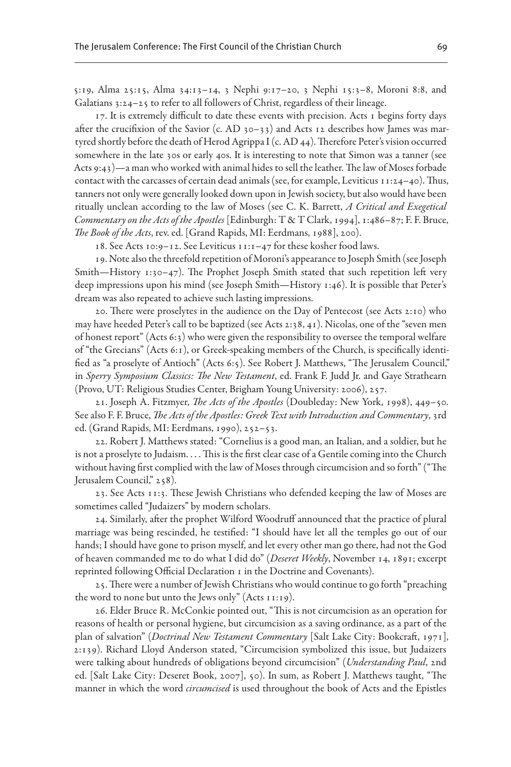5:19, Alma 25:15, Alma 34:13–14, 3 Nephi 9:17–20, 3 Nephi 15:3–8, Moroni 8:8, and Galatians 3:24–25 to refer to all followers of Christ, regardless of their lineage.

17. It is extremely difficult to date these events with precision. Acts 1 begins forty days after the crucifixion of the Savior (c. AD 30–33) and Acts 12 describes how James was martyred shortly before the death of Herod Agrippa I (c. AD 44). Therefore Peter's vision occurred somewhere in the late 30s or early 40s. It is interesting to note that Simon was a tanner (see Acts 9:43)—a man who worked with animal hides to sell the leather. The law of Moses forbade contact with the carcasses of certain dead animals (see, for example, Leviticus 11:24–40). Thus, tanners not only were generally looked down upon in Jewish society, but also would have been ritually unclean according to the law of Moses (see C. K. Barrett, *A Critical and Exegetical Commentary on the Acts of the Apostles* [Edinburgh: T & T Clark, 1994], 1:486–87; F. F. Bruce, *The Book of the Acts*, rev. ed. [Grand Rapids, MI: Eerdmans, 1988], 200).

18. See Acts 10:9–12. See Leviticus 11:1–47 for these kosher food laws.

19. Note also the threefold repetition of Moroni's appearance to Joseph Smith (see Joseph Smith—History 1:30–47). The Prophet Joseph Smith stated that such repetition left very deep impressions upon his mind (see Joseph Smith—History 1:46). It is possible that Peter's dream was also repeated to achieve such lasting impressions.

20. There were proselytes in the audience on the Day of Pentecost (see Acts 2:10) who may have heeded Peter's call to be baptized (see Acts 2:38, 41). Nicolas, one of the "seven men of honest report" (Acts 6:3) who were given the responsibility to oversee the temporal welfare of "the Grecians" (Acts 6:1), or Greek-speaking members of the Church, is specifically identified as "a proselyte of Antioch" (Acts 6:5). See Robert J. Matthews, "The Jerusalem Council," in *Sperry Symposium Classics: The New Testament*, ed. Frank F. Judd Jr. and Gaye Strathearn (Provo, UT: Religious Studies Center, Brigham Young University: 2006), 257.

21. Joseph A. Fitzmyer, *The Acts of the Apostles* (Doubleday: New York, 1998), 449–50. See also F. F. Bruce, *The Acts of the Apostles: Greek Text with Introduction and Commentary*, 3rd ed. (Grand Rapids, MI: Eerdmans, 1990), 252–53.

22. Robert J. Matthews stated: "Cornelius is a good man, an Italian, and a soldier, but he is not a proselyte to Judaism. . . . This is the first clear case of a Gentile coming into the Church without having first complied with the law of Moses through circumcision and so forth" ("The Jerusalem Council," 258).

23. See Acts 11:3. These Jewish Christians who defended keeping the law of Moses are sometimes called "Judaizers" by modern scholars.

24. Similarly, after the prophet Wilford Woodruff announced that the practice of plural marriage was being rescinded, he testified: "I should have let all the temples go out of our hands; I should have gone to prison myself, and let every other man go there, had not the God of heaven commanded me to do what I did do" (*Deseret Weekly*, November 14, 1891; excerpt reprinted following Official Declaration 1 in the Doctrine and Covenants).

25. There were a number of Jewish Christians who would continue to go forth "preaching the word to none but unto the Jews only" (Acts 11:19).

26. Elder Bruce R. McConkie pointed out, "This is not circumcision as an operation for reasons of health or personal hygiene, but circumcision as a saving ordinance, as a part of the plan of salvation" (*Doctrinal New Testament Commentary* [Salt Lake City: Bookcraft, 1971], 2:139). Richard Lloyd Anderson stated, "Circumcision symbolized this issue, but Judaizers were talking about hundreds of obligations beyond circumcision" (*Understanding Paul*, 2nd ed. [Salt Lake City: Deseret Book, 2007], 50). In sum, as Robert J. Matthews taught, "The manner in which the word *circumcised* is used throughout the book of Acts and the Epistles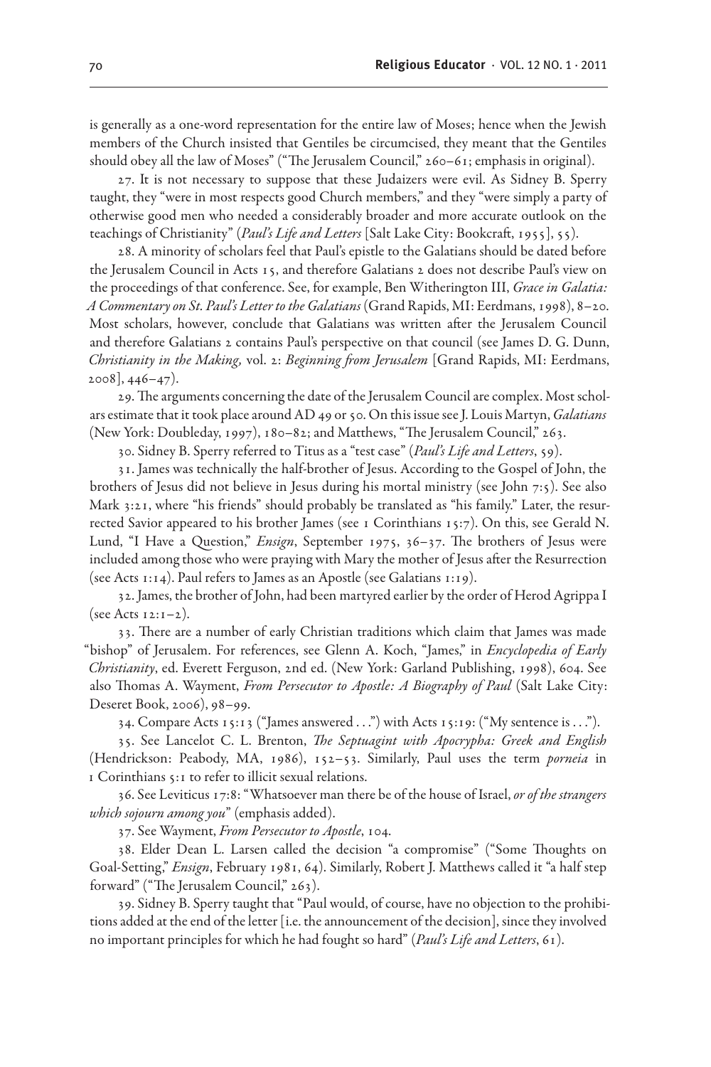is generally as a one-word representation for the entire law of Moses; hence when the Jewish members of the Church insisted that Gentiles be circumcised, they meant that the Gentiles should obey all the law of Moses" ("The Jerusalem Council," 260–61; emphasis in original).

27. It is not necessary to suppose that these Judaizers were evil. As Sidney B. Sperry taught, they "were in most respects good Church members," and they "were simply a party of otherwise good men who needed a considerably broader and more accurate outlook on the teachings of Christianity" (*Paul's Life and Letters* [Salt Lake City: Bookcraft, 1955], 55).

28. A minority of scholars feel that Paul's epistle to the Galatians should be dated before the Jerusalem Council in Acts 15, and therefore Galatians 2 does not describe Paul's view on the proceedings of that conference. See, for example, Ben Witherington III, *Grace in Galatia: A Commentary on St. Paul's Letter to the Galatians* (Grand Rapids, MI: Eerdmans, 1998), 8–20. Most scholars, however, conclude that Galatians was written after the Jerusalem Council and therefore Galatians 2 contains Paul's perspective on that council (see James D. G. Dunn, *Christianity in the Making,* vol. 2: *Beginning from Jerusalem* [Grand Rapids, MI: Eerdmans, 2008], 446–47).

29. The arguments concerning the date of the Jerusalem Council are complex. Most scholars estimate that it took place around AD 49 or 50. On this issue see J. Louis Martyn, *Galatians* (New York: Doubleday, 1997), 180–82; and Matthews, "The Jerusalem Council," 263.

30. Sidney B. Sperry referred to Titus as a "test case" (*Paul's Life and Letters*, 59).

31. James was technically the half-brother of Jesus. According to the Gospel of John, the brothers of Jesus did not believe in Jesus during his mortal ministry (see John 7:5). See also Mark 3:21, where "his friends" should probably be translated as "his family." Later, the resurrected Savior appeared to his brother James (see 1 Corinthians 15:7). On this, see Gerald N. Lund, "I Have a Question," *Ensign*, September 1975, 36–37. The brothers of Jesus were included among those who were praying with Mary the mother of Jesus after the Resurrection (see Acts 1:14). Paul refers to James as an Apostle (see Galatians 1:19).

32. James, the brother of John, had been martyred earlier by the order of Herod Agrippa I (see Acts 12:1–2).

33. There are a number of early Christian traditions which claim that James was made "bishop" of Jerusalem. For references, see Glenn A. Koch, "James," in *Encyclopedia of Early Christianity*, ed. Everett Ferguson, 2nd ed. (New York: Garland Publishing, 1998), 604. See also Thomas A. Wayment, *From Persecutor to Apostle: A Biography of Paul* (Salt Lake City: Deseret Book, 2006), 98–99.

34. Compare Acts 15:13 ("James answered . . .") with Acts 15:19: ("My sentence is . . .").

35. See Lancelot C. L. Brenton, *The Septuagint with Apocrypha: Greek and English* (Hendrickson: Peabody, MA, 1986), 152–53. Similarly, Paul uses the term *porneia* in 1 Corinthians 5:1 to refer to illicit sexual relations.

36. See Leviticus 17:8: "Whatsoever man there be of the house of Israel, *or of the strangers which sojourn among you*" (emphasis added).

37. See Wayment, *From Persecutor to Apostle*, 104.

38. Elder Dean L. Larsen called the decision "a compromise" ("Some Thoughts on Goal-Setting," *Ensign*, February 1981, 64). Similarly, Robert J. Matthews called it "a half step forward" ("The Jerusalem Council," 263).

39. Sidney B. Sperry taught that "Paul would, of course, have no objection to the prohibitions added at the end of the letter [i.e. the announcement of the decision], since they involved no important principles for which he had fought so hard" (*Paul's Life and Letters*, 61).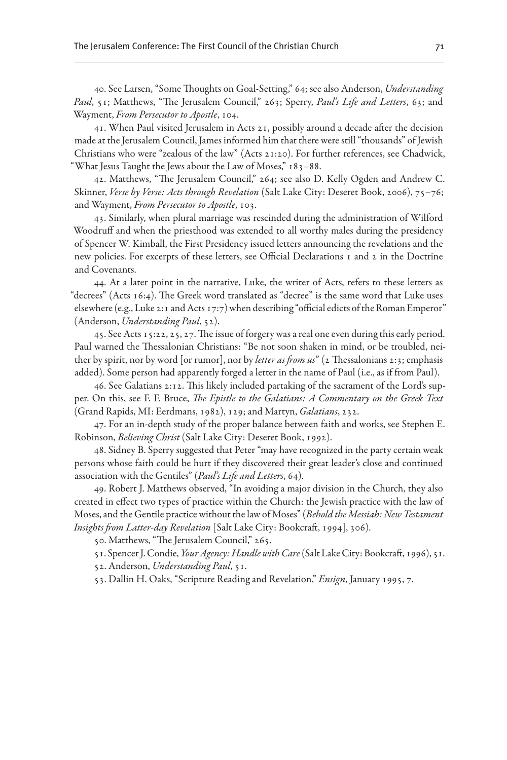40. See Larsen, "Some Thoughts on Goal-Setting," 64; see also Anderson, *Understanding Paul*, 51; Matthews, "The Jerusalem Council," 263; Sperry, *Paul's Life and Letters*, 63; and Wayment, *From Persecutor to Apostle*, 104.

41. When Paul visited Jerusalem in Acts 21, possibly around a decade after the decision made at the Jerusalem Council, James informed him that there were still "thousands" of Jewish Christians who were "zealous of the law" (Acts 21:20). For further references, see Chadwick, "What Jesus Taught the Jews about the Law of Moses," 183–88.

42. Matthews, "The Jerusalem Council," 264; see also D. Kelly Ogden and Andrew C. Skinner, *Verse by Verse: Acts through Revelation* (Salt Lake City: Deseret Book, 2006), 75–76; and Wayment, *From Persecutor to Apostle*, 103.

43. Similarly, when plural marriage was rescinded during the administration of Wilford Woodruff and when the priesthood was extended to all worthy males during the presidency of Spencer W. Kimball, the First Presidency issued letters announcing the revelations and the new policies. For excerpts of these letters, see Official Declarations 1 and 2 in the Doctrine and Covenants.

44. At a later point in the narrative, Luke, the writer of Acts, refers to these letters as "decrees" (Acts 16:4). The Greek word translated as "decree" is the same word that Luke uses elsewhere (e.g., Luke 2:1 and Acts 17:7) when describing "official edicts of the Roman Emperor" (Anderson, *Understanding Paul*, 52).

45. See Acts 15:22, 25, 27. The issue of forgery was a real one even during this early period. Paul warned the Thessalonian Christians: "Be not soon shaken in mind, or be troubled, neither by spirit, nor by word [or rumor], nor by *letter as from us*" (2 Thessalonians 2:3; emphasis added). Some person had apparently forged a letter in the name of Paul (i.e., as if from Paul).

46. See Galatians 2:12. This likely included partaking of the sacrament of the Lord's supper. On this, see F. F. Bruce, *The Epistle to the Galatians: A Commentary on the Greek Text* (Grand Rapids, MI: Eerdmans, 1982), 129; and Martyn, *Galatians*, 232.

47. For an in-depth study of the proper balance between faith and works, see Stephen E. Robinson, *Believing Christ* (Salt Lake City: Deseret Book, 1992).

48. Sidney B. Sperry suggested that Peter "may have recognized in the party certain weak persons whose faith could be hurt if they discovered their great leader's close and continued association with the Gentiles" (*Paul's Life and Letters*, 64).

49. Robert J. Matthews observed, "In avoiding a major division in the Church, they also created in effect two types of practice within the Church: the Jewish practice with the law of Moses, and the Gentile practice without the law of Moses" (*Behold the Messiah: New Testament Insights from Latter-day Revelation* [Salt Lake City: Bookcraft, 1994], 306).

50. Matthews, "The Jerusalem Council," 265.

51. Spencer J. Condie, *Your Agency: Handle with Care* (Salt Lake City: Bookcraft, 1996), 51.

52. Anderson, *Understanding Paul*, 51.

53. Dallin H. Oaks, "Scripture Reading and Revelation," *Ensign*, January 1995, 7.